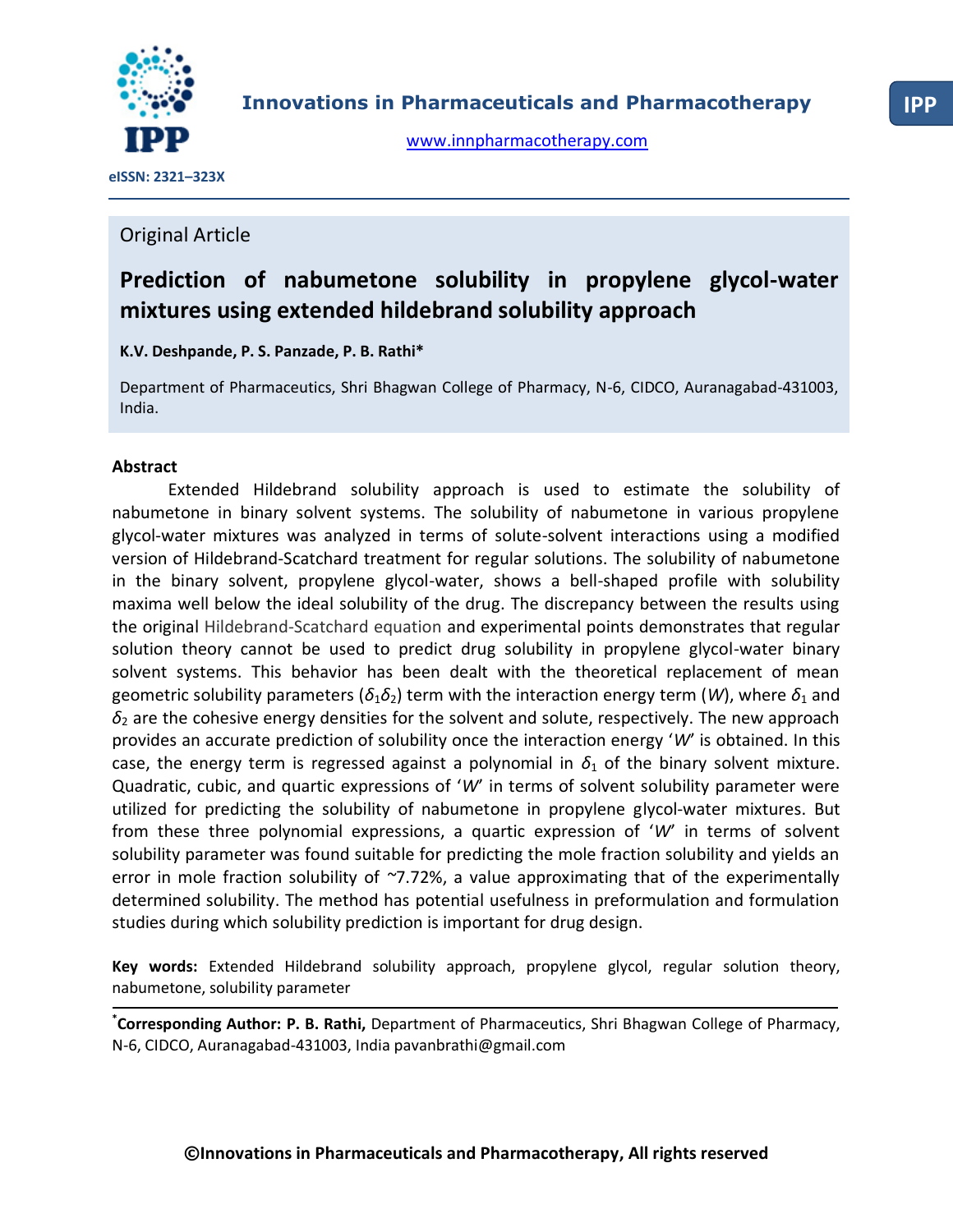Original Article

# Prediction of nabumetone solubility in propylene glycol-water mixtures using extended hildebrand solubility approach

**K.V. Deshpande, P. S. Panzade, P. B. Rathi***

Department of Pharmaceutics, Shri Bhagwan College of Pharmacy, N-6, CIDCO, Auranagabad-431003, India.

## Abstract

Extended Hildebrand solubility approach is used to estimate the solubility of nabumetone in binary solvent systems. The solubility of nabumetone in various propylene glycol-water mixtures was analyzed in terms of solute-solvent interactions using a modified version of Hildebrand-Scatchard treatment for regular solutions. The solubility of nabumetone in the binary solvent, propylene glycol-water, shows a bell-shaped profile with solubility maxima well below the ideal solubility of the drug. The discrepancy between the results using the original Hildebrand-Scatchard equation and experimental points demonstrates that regular solution theory cannot be used to predict drug solubility in propylene glycol-water binary solvent systems. This behavior has been dealt with the theoretical replacement of mean geometric solubility parameters ($\delta_1\delta_2$) term with the interaction energy term ($W$), where $\delta_1$ and $\delta_2$ are the cohesive energy densities for the solvent and solute, respectively. The new approach provides an accurate prediction of solubility once the interaction energy '$W$' is obtained. In this case, the energy term is regressed against a polynomial in $\delta_1$ of the binary solvent mixture. Quadratic, cubic, and quartic expressions of '$W$' in terms of solvent solubility parameter were utilized for predicting the solubility of nabumetone in propylene glycol-water mixtures. But from these three polynomial expressions, a quartic expression of '$W$' in terms of solvent solubility parameter was found suitable for predicting the mole fraction solubility and yields an error in mole fraction solubility of ~7.72%, a value approximating that of the experimentally determined solubility. The method has potential usefulness in preformulation and formulation studies during which solubility prediction is important for drug design.

**Key words:** Extended Hildebrand solubility approach, propylene glycol, regular solution theory, nabumetone, solubility parameter

***Corresponding Author: P. B. Rathi,** Department of Pharmaceutics, Shri Bhagwan College of Pharmacy, N-6, CIDCO, Auranagabad-431003, India pavanbrathi@gmail.com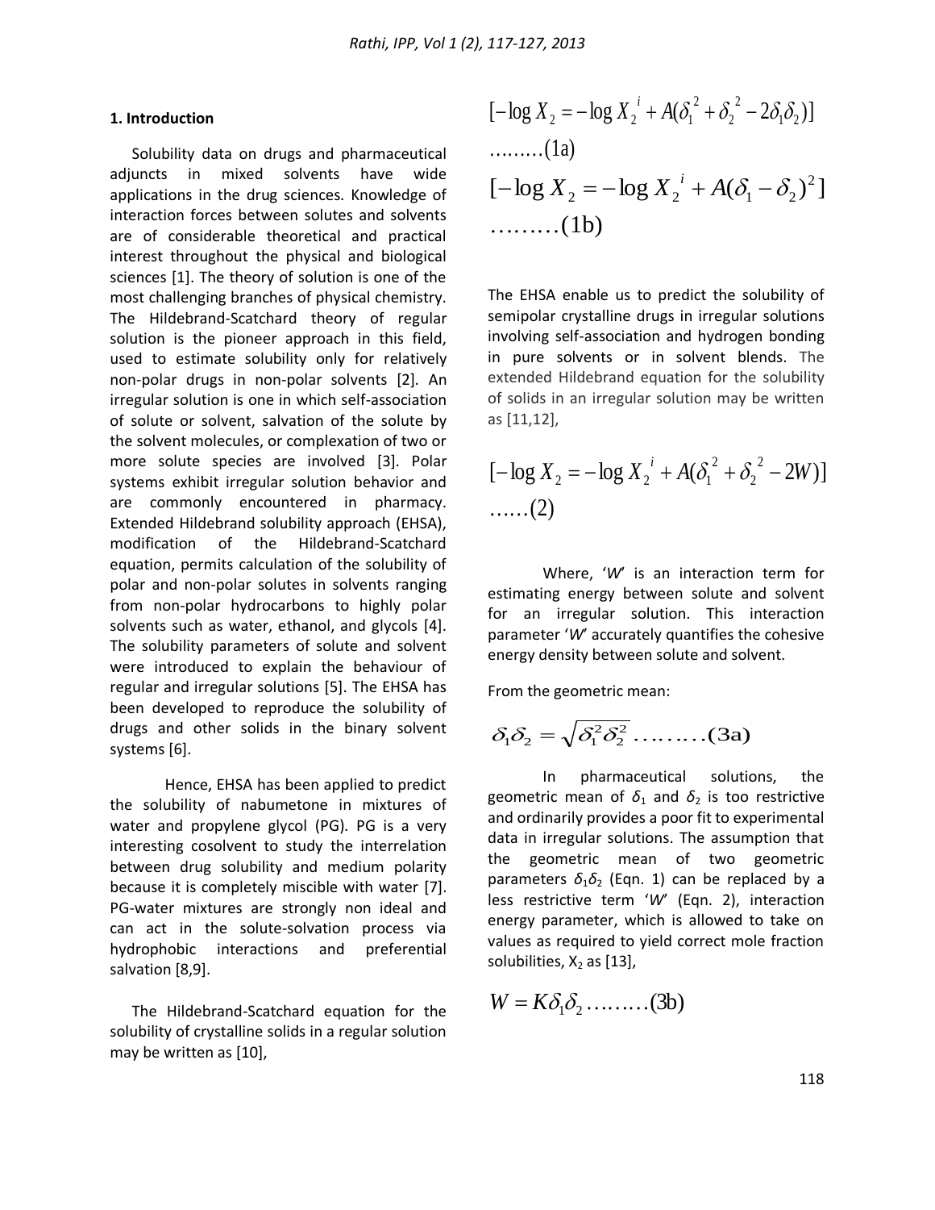## 1. Introduction

Solubility data on drugs and pharmaceutical adjuncts in mixed solvents have wide applications in the drug sciences. Knowledge of interaction forces between solutes and solvents are of considerable theoretical and practical interest throughout the physical and biological sciences [1]. The theory of solution is one of the most challenging branches of physical chemistry. The Hildebrand-Scatchard theory of regular solution is the pioneer approach in this field, used to estimate solubility only for relatively non-polar drugs in non-polar solvents [2]. An irregular solution is one in which self-association of solute or solvent, salvation of the solute by the solvent molecules, or complexation of two or more solute species are involved [3]. Polar systems exhibit irregular solution behavior and are commonly encountered in pharmacy. Extended Hildebrand solubility approach (EHSA), modification of the Hildebrand-Scatchard equation, permits calculation of the solubility of polar and non-polar solutes in solvents ranging from non-polar hydrocarbons to highly polar solvents such as water, ethanol, and glycols [4]. The solubility parameters of solute and solvent were introduced to explain the behaviour of regular and irregular solutions [5]. The EHSA has been developed to reproduce the solubility of drugs and other solids in the binary solvent systems [6].

Hence, EHSA has been applied to predict the solubility of nabumetone in mixtures of water and propylene glycol (PG). PG is a very interesting cosolvent to study the interrelation between drug solubility and medium polarity because it is completely miscible with water [7]. PG-water mixtures are strongly non ideal and can act in the solute-solvation process via hydrophobic interactions and preferential salvation [8,9].

The Hildebrand-Scatchard equation for the solubility of crystalline solids in a regular solution may be written as [10],

$$[-\log X_2 = -\log X_2^{\,i} + A(\delta_1^{\,2} + \delta_2^{\,2} - 2\delta_1\delta_2)] \quad \text{.........(1a)}$$

$$[-\log X_2 = -\log X_2^{\,i} + A(\delta_1 - \delta_2)^2] \quad \text{.........(1b)}$$

The EHSA enable us to predict the solubility of semipolar crystalline drugs in irregular solutions involving self-association and hydrogen bonding in pure solvents or in solvent blends. The extended Hildebrand equation for the solubility of solids in an irregular solution may be written as [11,12],

$$[-\log X_2 = -\log X_2^{\,i} + A(\delta_1^{\,2} + \delta_2^{\,2} - 2W)] \quad \text{......(2)}$$

Where, '*W*' is an interaction term for estimating energy between solute and solvent for an irregular solution. This interaction parameter '*W*' accurately quantifies the cohesive energy density between solute and solvent.

From the geometric mean:

$$\delta_1\delta_2 = \sqrt{\delta_1^2\delta_2^2} \quad \text{.........(3a)}$$

In pharmaceutical solutions, the geometric mean of $\delta_1$ and $\delta_2$ is too restrictive and ordinarily provides a poor fit to experimental data in irregular solutions. The assumption that the geometric mean of two geometric parameters $\delta_1\delta_2$ (Eqn. 1) can be replaced by a less restrictive term '*W*' (Eqn. 2), interaction energy parameter, which is allowed to take on values as required to yield correct mole fraction solubilities, $X_2$ as [13],

$$W = K\delta_1\delta_2 \quad \text{.........(3b)}$$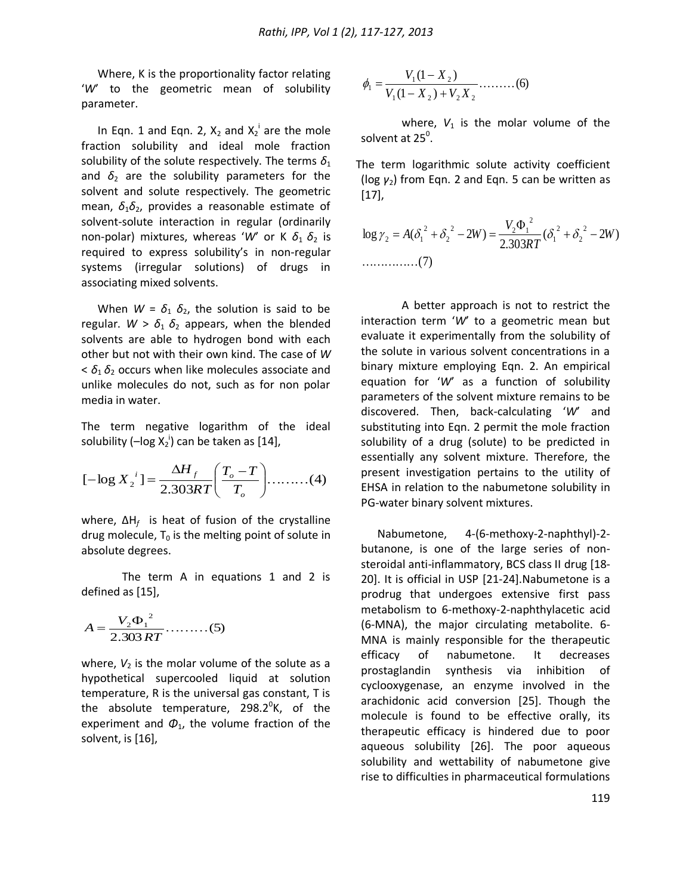Where, K is the proportionality factor relating '*W*' to the geometric mean of solubility parameter.

In Eqn. 1 and Eqn. 2, $X_2$ and $X_2^i$ are the mole fraction solubility and ideal mole fraction solubility of the solute respectively. The terms $\delta_1$ and $\delta_2$ are the solubility parameters for the solvent and solute respectively. The geometric mean, $\delta_1\delta_2$, provides a reasonable estimate of solvent-solute interaction in regular (ordinarily non-polar) mixtures, whereas '*W*' or K $\delta_1$ $\delta_2$ is required to express solubility's in non-regular systems (irregular solutions) of drugs in associating mixed solvents.

When $W = \delta_1 \delta_2$, the solution is said to be regular. $W > \delta_1 \delta_2$ appears, when the blended solvents are able to hydrogen bond with each other but not with their own kind. The case of $W < \delta_1 \delta_2$ occurs when like molecules associate and unlike molecules do not, such as for non polar media in water.

The term negative logarithm of the ideal solubility ($-\log X_2^i$) can be taken as [14],

$$[-\log X_2{}^i] = \frac{\Delta H_f}{2.303RT}\left(\frac{T_o - T}{T_o}\right) \ldots\ldots\ldots(4)$$

where, $\Delta H_f$ is heat of fusion of the crystalline drug molecule, $T_0$ is the melting point of solute in absolute degrees.

The term A in equations 1 and 2 is defined as [15],

$$A = \frac{V_2 \Phi_1{}^2}{2.303\,RT} \ldots\ldots\ldots(5)$$

where, $V_2$ is the molar volume of the solute as a hypothetical supercooled liquid at solution temperature, R is the universal gas constant, T is the absolute temperature, $298.2^0$K, of the experiment and $\Phi_1$, the volume fraction of the solvent, is [16],

$$\phi_1 = \frac{V_1(1 - X_2)}{V_1(1 - X_2) + V_2 X_2} \ldots\ldots\ldots(6)$$

where, $V_1$ is the molar volume of the solvent at $25^0$.

The term logarithmic solute activity coefficient ($\log \gamma_2$) from Eqn. 2 and Eqn. 5 can be written as [17],

$$\log \gamma_2 = A(\delta_1{}^2 + \delta_2{}^2 - 2W) = \frac{V_2 \Phi_1{}^2}{2.303RT}(\delta_1{}^2 + \delta_2{}^2 - 2W) \ldots\ldots\ldots\ldots\ldots(7)$$

A better approach is not to restrict the interaction term '*W*' to a geometric mean but evaluate it experimentally from the solubility of the solute in various solvent concentrations in a binary mixture employing Eqn. 2. An empirical equation for '*W*' as a function of solubility parameters of the solvent mixture remains to be discovered. Then, back-calculating '*W*' and substituting into Eqn. 2 permit the mole fraction solubility of a drug (solute) to be predicted in essentially any solvent mixture. Therefore, the present investigation pertains to the utility of EHSA in relation to the nabumetone solubility in PG-water binary solvent mixtures.

Nabumetone, 4-(6-methoxy-2-naphthyl)-2-butanone, is one of the large series of non-steroidal anti-inflammatory, BCS class II drug [18-20]. It is official in USP [21-24].Nabumetone is a prodrug that undergoes extensive first pass metabolism to 6-methoxy-2-naphthylacetic acid (6-MNA), the major circulating metabolite. 6-MNA is mainly responsible for the therapeutic efficacy of nabumetone. It decreases prostaglandin synthesis via inhibition of cyclooxygenase, an enzyme involved in the arachidonic acid conversion [25]. Though the molecule is found to be effective orally, its therapeutic efficacy is hindered due to poor aqueous solubility [26]. The poor aqueous solubility and wettability of nabumetone give rise to difficulties in pharmaceutical formulations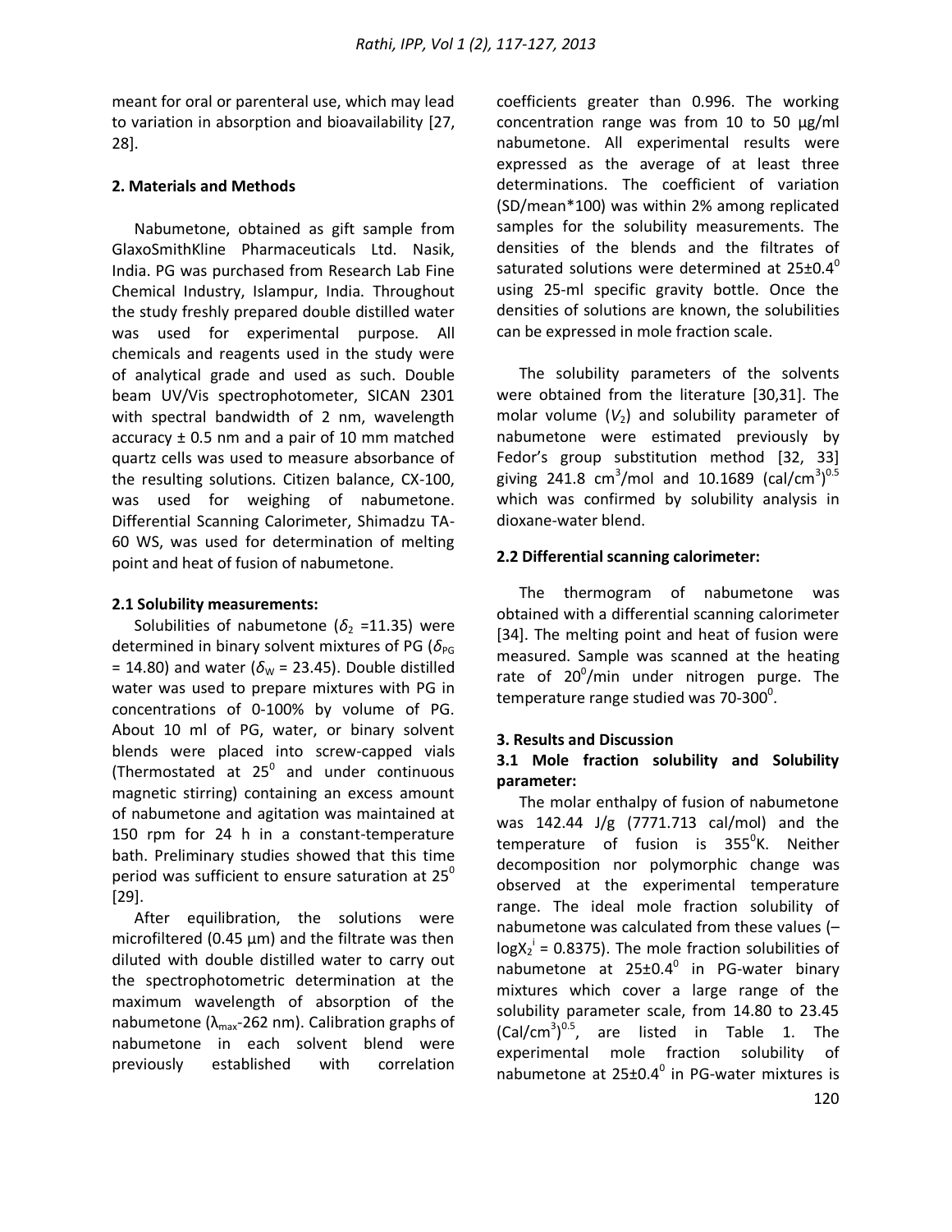meant for oral or parenteral use, which may lead to variation in absorption and bioavailability [27, 28].

## 2. Materials and Methods

Nabumetone, obtained as gift sample from GlaxoSmithKline Pharmaceuticals Ltd. Nasik, India. PG was purchased from Research Lab Fine Chemical Industry, Islampur, India. Throughout the study freshly prepared double distilled water was used for experimental purpose. All chemicals and reagents used in the study were of analytical grade and used as such. Double beam UV/Vis spectrophotometer, SICAN 2301 with spectral bandwidth of 2 nm, wavelength accuracy ± 0.5 nm and a pair of 10 mm matched quartz cells was used to measure absorbance of the resulting solutions. Citizen balance, CX-100, was used for weighing of nabumetone. Differential Scanning Calorimeter, Shimadzu TA-60 WS, was used for determination of melting point and heat of fusion of nabumetone.

### 2.1 Solubility measurements:

Solubilities of nabumetone ($\delta_2$ =11.35) were determined in binary solvent mixtures of PG ($\delta_{PG}$ = 14.80) and water ($\delta_W$ = 23.45). Double distilled water was used to prepare mixtures with PG in concentrations of 0-100% by volume of PG. About 10 ml of PG, water, or binary solvent blends were placed into screw-capped vials (Thermostated at $25^0$ and under continuous magnetic stirring) containing an excess amount of nabumetone and agitation was maintained at 150 rpm for 24 h in a constant-temperature bath. Preliminary studies showed that this time period was sufficient to ensure saturation at $25^0$ [29].

After equilibration, the solutions were microfiltered (0.45 μm) and the filtrate was then diluted with double distilled water to carry out the spectrophotometric determination at the maximum wavelength of absorption of the nabumetone ($\lambda_{max}$-262 nm). Calibration graphs of nabumetone in each solvent blend were previously established with correlation coefficients greater than 0.996. The working concentration range was from 10 to 50 μg/ml nabumetone. All experimental results were expressed as the average of at least three determinations. The coefficient of variation (SD/mean*100) was within 2% among replicated samples for the solubility measurements. The densities of the blends and the filtrates of saturated solutions were determined at $25\pm0.4^0$ using 25-ml specific gravity bottle. Once the densities of solutions are known, the solubilities can be expressed in mole fraction scale.

The solubility parameters of the solvents were obtained from the literature [30,31]. The molar volume ($V_2$) and solubility parameter of nabumetone were estimated previously by Fedor's group substitution method [32, 33] giving 241.8 $cm^3$/mol and 10.1689 $(cal/cm^3)^{0.5}$ which was confirmed by solubility analysis in dioxane-water blend.

### 2.2 Differential scanning calorimeter:

The thermogram of nabumetone was obtained with a differential scanning calorimeter [34]. The melting point and heat of fusion were measured. Sample was scanned at the heating rate of $20^0$/min under nitrogen purge. The temperature range studied was 70-300$^0$.

## 3. Results and Discussion

### 3.1 Mole fraction solubility and Solubility parameter:

The molar enthalpy of fusion of nabumetone was 142.44 J/g (7771.713 cal/mol) and the temperature of fusion is $355^0$K. Neither decomposition nor polymorphic change was observed at the experimental temperature range. The ideal mole fraction solubility of nabumetone was calculated from these values ($-\log X_2^i$ = 0.8375). The mole fraction solubilities of nabumetone at $25\pm0.4^0$ in PG-water binary mixtures which cover a large range of the solubility parameter scale, from 14.80 to 23.45 $(Cal/cm^3)^{0.5}$, are listed in Table 1. The experimental mole fraction solubility of nabumetone at $25\pm0.4^0$ in PG-water mixtures is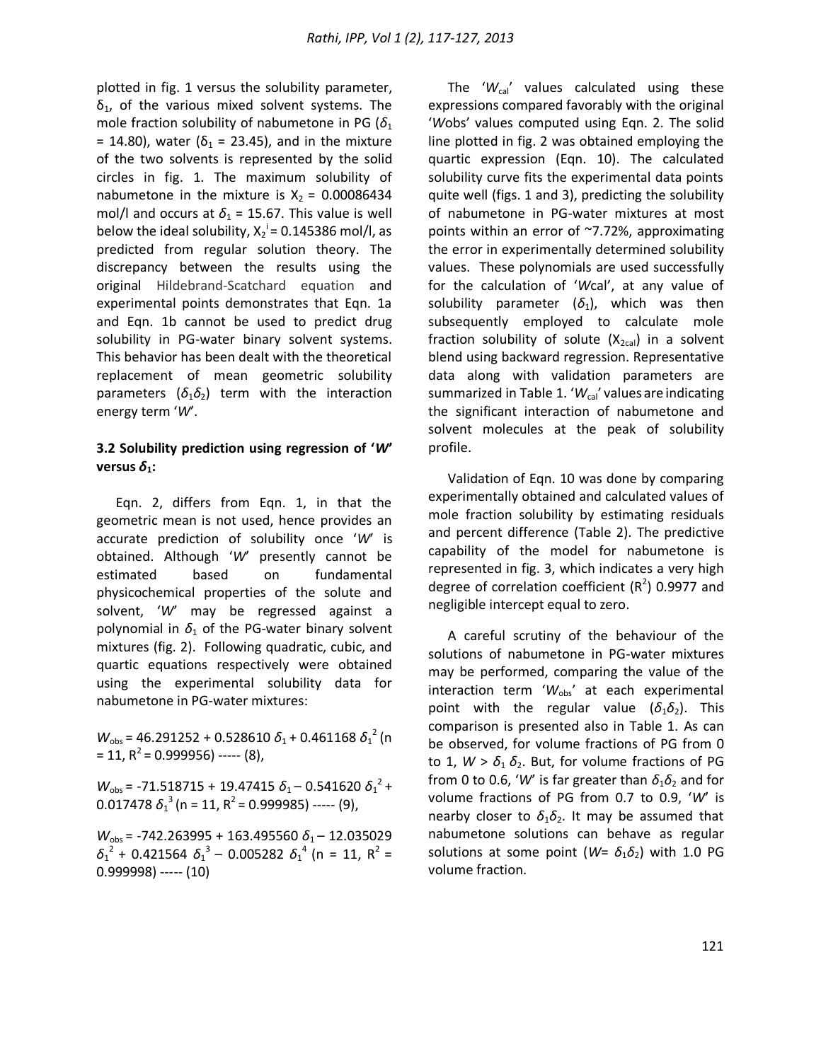plotted in fig. 1 versus the solubility parameter, $\delta_1$, of the various mixed solvent systems. The mole fraction solubility of nabumetone in PG ($\delta_1$ = 14.80), water ($\delta_1$ = 23.45), and in the mixture of the two solvents is represented by the solid circles in fig. 1. The maximum solubility of nabumetone in the mixture is $X_2$ = 0.00086434 mol/l and occurs at $\delta_1$ = 15.67. This value is well below the ideal solubility, $X_2^i$ = 0.145386 mol/l, as predicted from regular solution theory. The discrepancy between the results using the original Hildebrand-Scatchard equation and experimental points demonstrates that Eqn. 1a and Eqn. 1b cannot be used to predict drug solubility in PG-water binary solvent systems. This behavior has been dealt with the theoretical replacement of mean geometric solubility parameters ($\delta_1\delta_2$) term with the interaction energy term '*W*'.

### 3.2 Solubility prediction using regression of '*W*' versus $\delta_1$:

Eqn. 2, differs from Eqn. 1, in that the geometric mean is not used, hence provides an accurate prediction of solubility once '*W*' is obtained. Although '*W*' presently cannot be estimated based on fundamental physicochemical properties of the solute and solvent, '*W*' may be regressed against a polynomial in $\delta_1$ of the PG-water binary solvent mixtures (fig. 2). Following quadratic, cubic, and quartic equations respectively were obtained using the experimental solubility data for nabumetone in PG-water mixtures:

$W_{obs}$ = 46.291252 + 0.528610 $\delta_1$ + 0.461168 $\delta_1^2$ (n = 11, $R^2$ = 0.999956) ----- (8),

$W_{obs}$ = -71.518715 + 19.47415 $\delta_1$ – 0.541620 $\delta_1^2$ + 0.017478 $\delta_1^3$ (n = 11, $R^2$ = 0.999985) ----- (9),

$W_{obs}$ = -742.263995 + 163.495560 $\delta_1$ – 12.035029 $\delta_1^2$ + 0.421564 $\delta_1^3$ – 0.005282 $\delta_1^4$ (n = 11, $R^2$ = 0.999998) ----- (10)

The '$W_{cal}$' values calculated using these expressions compared favorably with the original '*W*obs' values computed using Eqn. 2. The solid line plotted in fig. 2 was obtained employing the quartic expression (Eqn. 10). The calculated solubility curve fits the experimental data points quite well (figs. 1 and 3), predicting the solubility of nabumetone in PG-water mixtures at most points within an error of ~7.72%, approximating the error in experimentally determined solubility values. These polynomials are used successfully for the calculation of '*W*cal', at any value of solubility parameter ($\delta_1$), which was then subsequently employed to calculate mole fraction solubility of solute ($X_{2cal}$) in a solvent blend using backward regression. Representative data along with validation parameters are summarized in Table 1. '$W_{cal}$' values are indicating the significant interaction of nabumetone and solvent molecules at the peak of solubility profile.

Validation of Eqn. 10 was done by comparing experimentally obtained and calculated values of mole fraction solubility by estimating residuals and percent difference (Table 2). The predictive capability of the model for nabumetone is represented in fig. 3, which indicates a very high degree of correlation coefficient ($R^2$) 0.9977 and negligible intercept equal to zero.

A careful scrutiny of the behaviour of the solutions of nabumetone in PG-water mixtures may be performed, comparing the value of the interaction term '$W_{obs}$' at each experimental point with the regular value ($\delta_1\delta_2$). This comparison is presented also in Table 1. As can be observed, for volume fractions of PG from 0 to 1, $W > \delta_1 \delta_2$. But, for volume fractions of PG from 0 to 0.6, '*W*' is far greater than $\delta_1\delta_2$ and for volume fractions of PG from 0.7 to 0.9, '*W*' is nearby closer to $\delta_1\delta_2$. It may be assumed that nabumetone solutions can behave as regular solutions at some point ($W= \delta_1\delta_2$) with 1.0 PG volume fraction.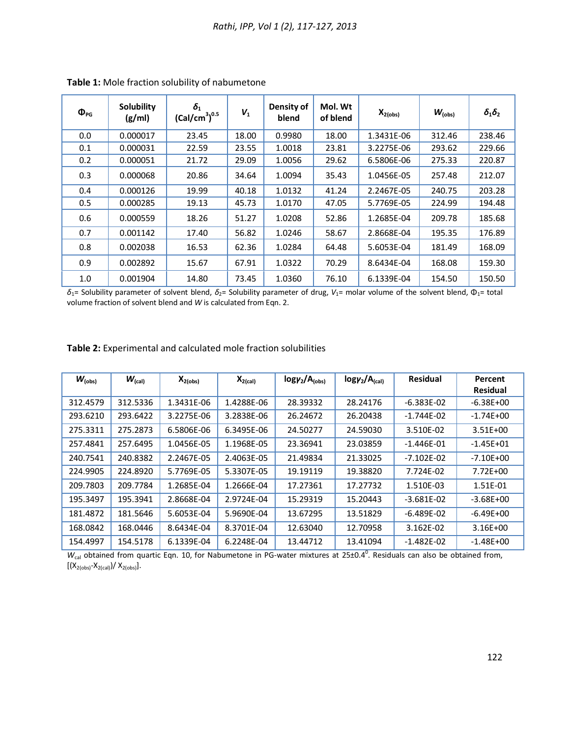**Table 1:** Mole fraction solubility of nabumetone

| $\Phi_{PG}$ | Solubility (g/ml) | $\delta_1$ $(Cal/cm^3)^{0.5}$ | $V_1$ | Density of blend | Mol. Wt of blend | $X_{2(obs)}$ | $W_{(obs)}$ | $\delta_1\delta_2$ |
|---|---|---|---|---|---|---|---|---|
| 0.0 | 0.000017 | 23.45 | 18.00 | 0.9980 | 18.00 | 1.3431E-06 | 312.46 | 238.46 |
| 0.1 | 0.000031 | 22.59 | 23.55 | 1.0018 | 23.81 | 3.2275E-06 | 293.62 | 229.66 |
| 0.2 | 0.000051 | 21.72 | 29.09 | 1.0056 | 29.62 | 6.5806E-06 | 275.33 | 220.87 |
| 0.3 | 0.000068 | 20.86 | 34.64 | 1.0094 | 35.43 | 1.0456E-05 | 257.48 | 212.07 |
| 0.4 | 0.000126 | 19.99 | 40.18 | 1.0132 | 41.24 | 2.2467E-05 | 240.75 | 203.28 |
| 0.5 | 0.000285 | 19.13 | 45.73 | 1.0170 | 47.05 | 5.7769E-05 | 224.99 | 194.48 |
| 0.6 | 0.000559 | 18.26 | 51.27 | 1.0208 | 52.86 | 1.2685E-04 | 209.78 | 185.68 |
| 0.7 | 0.001142 | 17.40 | 56.82 | 1.0246 | 58.67 | 2.8668E-04 | 195.35 | 176.89 |
| 0.8 | 0.002038 | 16.53 | 62.36 | 1.0284 | 64.48 | 5.6053E-04 | 181.49 | 168.09 |
| 0.9 | 0.002892 | 15.67 | 67.91 | 1.0322 | 70.29 | 8.6434E-04 | 168.08 | 159.30 |
| 1.0 | 0.001904 | 14.80 | 73.45 | 1.0360 | 76.10 | 6.1339E-04 | 154.50 | 150.50 |

$\delta_1$= Solubility parameter of solvent blend, $\delta_2$= Solubility parameter of drug, $V_1$= molar volume of the solvent blend, $\Phi_1$= total volume fraction of solvent blend and $W$ is calculated from Eqn. 2.

**Table 2:** Experimental and calculated mole fraction solubilities

| $W_{(obs)}$ | $W_{(cal)}$ | $X_{2(obs)}$ | $X_{2(cal)}$ | $\log\gamma_2/A_{(obs)}$ | $\log\gamma_2/A_{(cal)}$ | Residual | Percent Residual |
|---|---|---|---|---|---|---|---|
| 312.4579 | 312.5336 | 1.3431E-06 | 1.4288E-06 | 28.39332 | 28.24176 | -6.383E-02 | -6.38E+00 |
| 293.6210 | 293.6422 | 3.2275E-06 | 3.2838E-06 | 26.24672 | 26.20438 | -1.744E-02 | -1.74E+00 |
| 275.3311 | 275.2873 | 6.5806E-06 | 6.3495E-06 | 24.50277 | 24.59030 | 3.510E-02 | 3.51E+00 |
| 257.4841 | 257.6495 | 1.0456E-05 | 1.1968E-05 | 23.36941 | 23.03859 | -1.446E-01 | -1.45E+01 |
| 240.7541 | 240.8382 | 2.2467E-05 | 2.4063E-05 | 21.49834 | 21.33025 | -7.102E-02 | -7.10E+00 |
| 224.9905 | 224.8920 | 5.7769E-05 | 5.3307E-05 | 19.19119 | 19.38820 | 7.724E-02 | 7.72E+00 |
| 209.7803 | 209.7784 | 1.2685E-04 | 1.2666E-04 | 17.27361 | 17.27732 | 1.510E-03 | 1.51E-01 |
| 195.3497 | 195.3941 | 2.8668E-04 | 2.9724E-04 | 15.29319 | 15.20443 | -3.681E-02 | -3.68E+00 |
| 181.4872 | 181.5646 | 5.6053E-04 | 5.9690E-04 | 13.67295 | 13.51829 | -6.489E-02 | -6.49E+00 |
| 168.0842 | 168.0446 | 8.6434E-04 | 8.3701E-04 | 12.63040 | 12.70958 | 3.162E-02 | 3.16E+00 |
| 154.4997 | 154.5178 | 6.1339E-04 | 6.2248E-04 | 13.44712 | 13.41094 | -1.482E-02 | -1.48E+00 |

$W_{cal}$ obtained from quartic Eqn. 10, for Nabumetone in PG-water mixtures at 25±0.4$^0$. Residuals can also be obtained from, $[(X_{2(obs)}-X_{2(cal)})/X_{2(obs)}]$.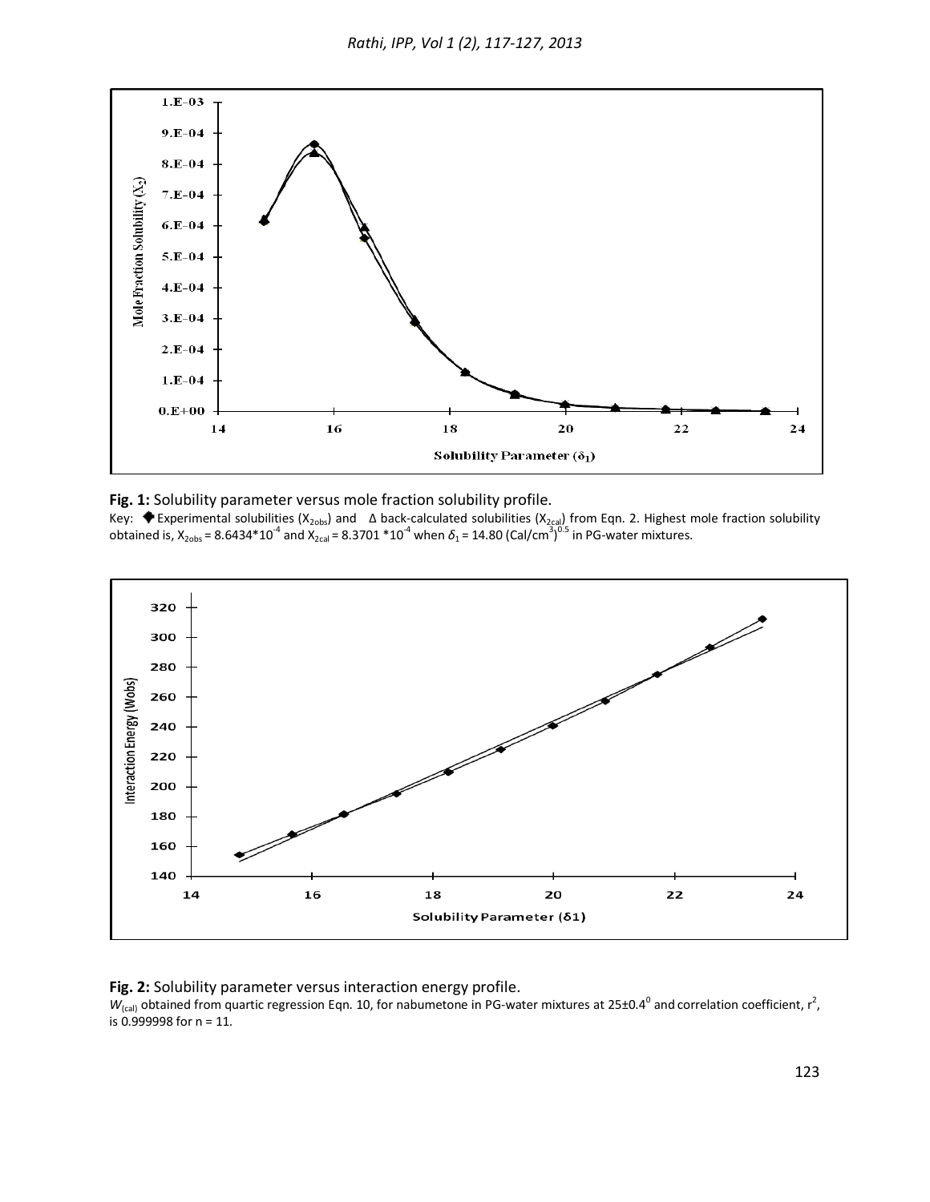**Fig. 1:** Solubility parameter versus mole fraction solubility profile.
Key: ♦ Experimental solubilities ($X_{2obs}$) and Δ back-calculated solubilities ($X_{2cal}$) from Eqn. 2. Highest mole fraction solubility obtained is, $X_{2obs} = 8.6434*10^{-4}$ and $X_{2cal} = 8.3701*10^{-4}$ when $\delta_1 = 14.80$ $(Cal/cm^3)^{0.5}$ in PG-water mixtures.

**Fig. 2:** Solubility parameter versus interaction energy profile.
$W_{(cal)}$ obtained from quartic regression Eqn. 10, for nabumetone in PG-water mixtures at $25\pm0.4^0$ and correlation coefficient, $r^2$, is 0.999998 for n = 11.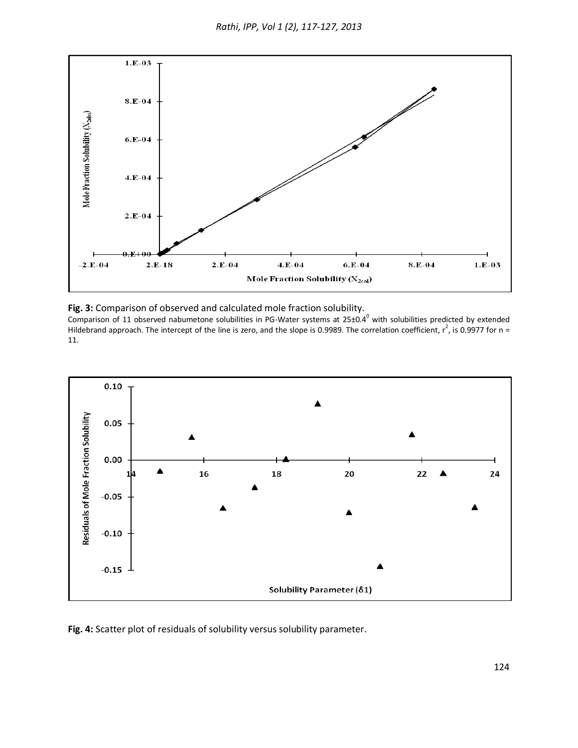**Fig. 3:** Comparison of observed and calculated mole fraction solubility.

Comparison of 11 observed nabumetone solubilities in PG-Water systems at 25±0.4[0] with solubilities predicted by extended Hildebrand approach. The intercept of the line is zero, and the slope is 0.9989. The correlation coefficient, $r^2$, is 0.9977 for n = 11.

**Fig. 4:** Scatter plot of residuals of solubility versus solubility parameter.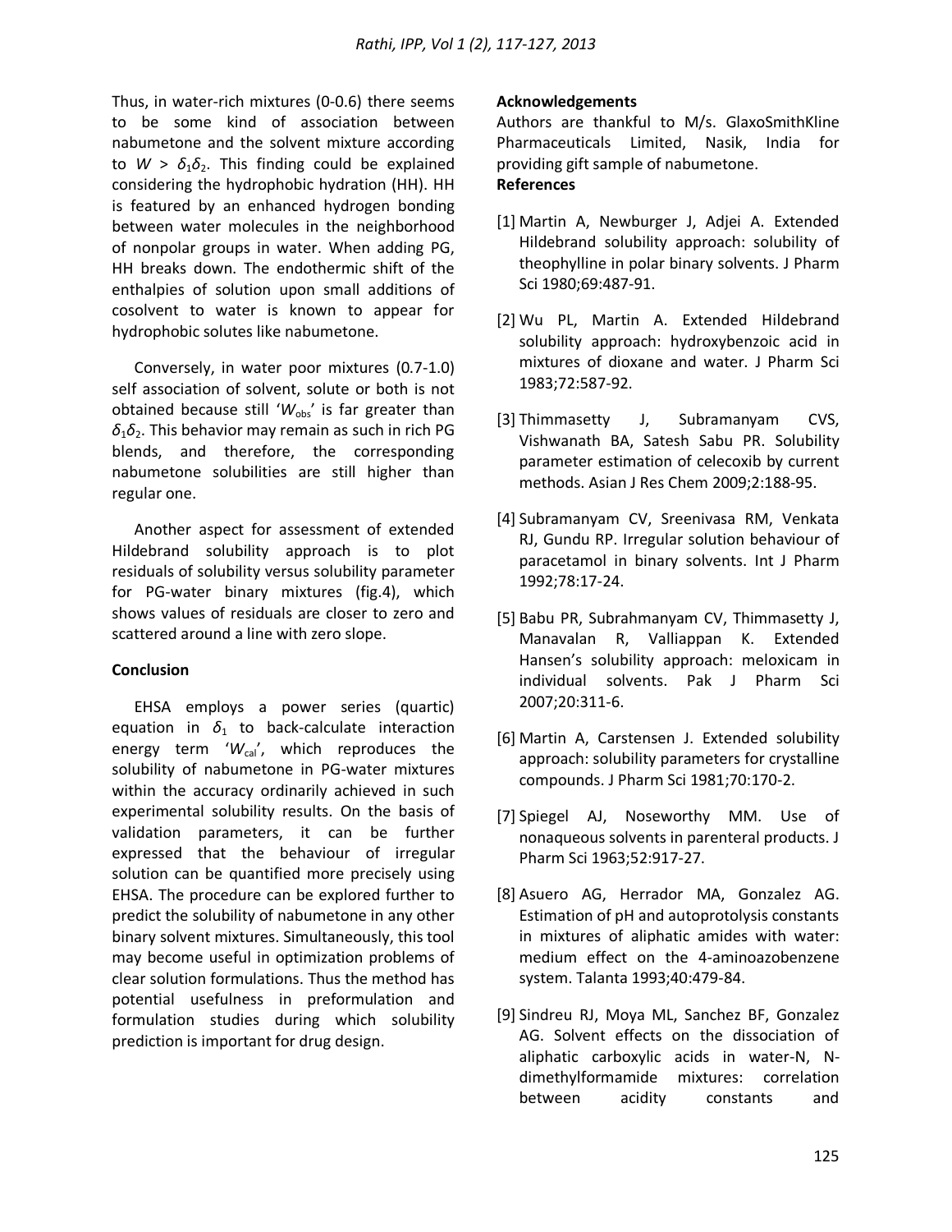Thus, in water-rich mixtures (0-0.6) there seems to be some kind of association between nabumetone and the solvent mixture according to $W > \delta_1\delta_2$. This finding could be explained considering the hydrophobic hydration (HH). HH is featured by an enhanced hydrogen bonding between water molecules in the neighborhood of nonpolar groups in water. When adding PG, HH breaks down. The endothermic shift of the enthalpies of solution upon small additions of cosolvent to water is known to appear for hydrophobic solutes like nabumetone.

Conversely, in water poor mixtures (0.7-1.0) self association of solvent, solute or both is not obtained because still '$W_{obs}$' is far greater than $\delta_1\delta_2$. This behavior may remain as such in rich PG blends, and therefore, the corresponding nabumetone solubilities are still higher than regular one.

Another aspect for assessment of extended Hildebrand solubility approach is to plot residuals of solubility versus solubility parameter for PG-water binary mixtures (fig.4), which shows values of residuals are closer to zero and scattered around a line with zero slope.

## Conclusion

EHSA employs a power series (quartic) equation in $\delta_1$ to back-calculate interaction energy term '$W_{cal}$', which reproduces the solubility of nabumetone in PG-water mixtures within the accuracy ordinarily achieved in such experimental solubility results. On the basis of validation parameters, it can be further expressed that the behaviour of irregular solution can be quantified more precisely using EHSA. The procedure can be explored further to predict the solubility of nabumetone in any other binary solvent mixtures. Simultaneously, this tool may become useful in optimization problems of clear solution formulations. Thus the method has potential usefulness in preformulation and formulation studies during which solubility prediction is important for drug design.

## Acknowledgements

Authors are thankful to M/s. GlaxoSmithKline Pharmaceuticals Limited, Nasik, India for providing gift sample of nabumetone.

## References

[1] Martin A, Newburger J, Adjei A. Extended Hildebrand solubility approach: solubility of theophylline in polar binary solvents. J Pharm Sci 1980;69:487-91.

[2] Wu PL, Martin A. Extended Hildebrand solubility approach: hydroxybenzoic acid in mixtures of dioxane and water. J Pharm Sci 1983;72:587-92.

[3] Thimmasetty J, Subramanyam CVS, Vishwanath BA, Satesh Sabu PR. Solubility parameter estimation of celecoxib by current methods. Asian J Res Chem 2009;2:188-95.

[4] Subramanyam CV, Sreenivasa RM, Venkata RJ, Gundu RP. Irregular solution behaviour of paracetamol in binary solvents. Int J Pharm 1992;78:17-24.

[5] Babu PR, Subrahmanyam CV, Thimmasetty J, Manavalan R, Valliappan K. Extended Hansen's solubility approach: meloxicam in individual solvents. Pak J Pharm Sci 2007;20:311-6.

[6] Martin A, Carstensen J. Extended solubility approach: solubility parameters for crystalline compounds. J Pharm Sci 1981;70:170-2.

[7] Spiegel AJ, Noseworthy MM. Use of nonaqueous solvents in parenteral products. J Pharm Sci 1963;52:917-27.

[8] Asuero AG, Herrador MA, Gonzalez AG. Estimation of pH and autoprotolysis constants in mixtures of aliphatic amides with water: medium effect on the 4-aminoazobenzene system. Talanta 1993;40:479-84.

[9] Sindreu RJ, Moya ML, Sanchez BF, Gonzalez AG. Solvent effects on the dissociation of aliphatic carboxylic acids in water-N, N-dimethylformamide mixtures: correlation between acidity constants and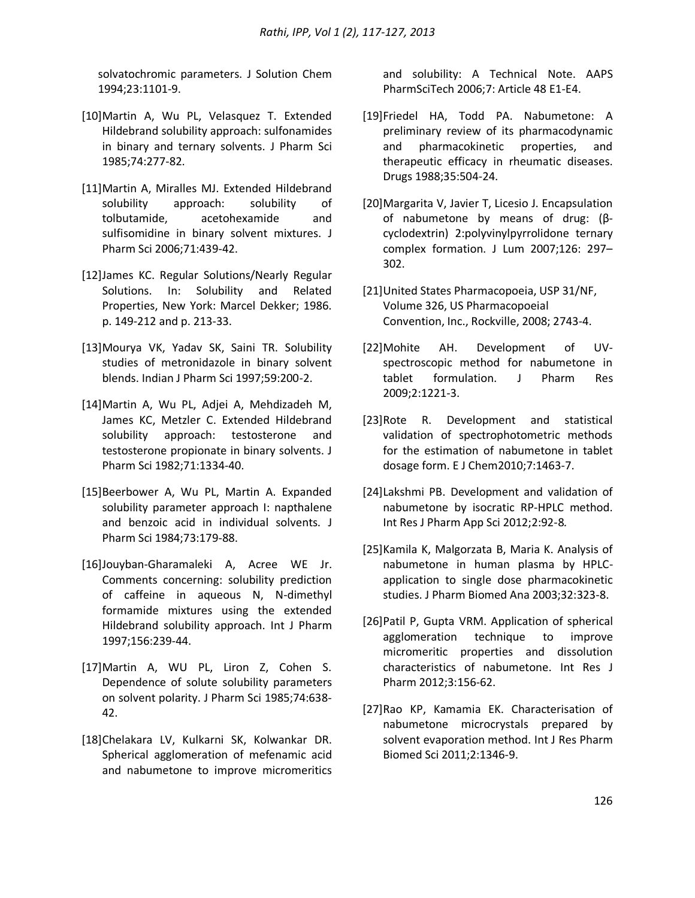solvatochromic parameters. J Solution Chem 1994;23:1101-9.

[10] Martin A, Wu PL, Velasquez T. Extended Hildebrand solubility approach: sulfonamides in binary and ternary solvents. J Pharm Sci 1985;74:277-82.

[11] Martin A, Miralles MJ. Extended Hildebrand solubility approach: solubility of tolbutamide, acetohexamide and sulfisomidine in binary solvent mixtures. J Pharm Sci 2006;71:439-42.

[12] James KC. Regular Solutions/Nearly Regular Solutions. In: Solubility and Related Properties, New York: Marcel Dekker; 1986. p. 149-212 and p. 213-33.

[13] Mourya VK, Yadav SK, Saini TR. Solubility studies of metronidazole in binary solvent blends. Indian J Pharm Sci 1997;59:200-2.

[14] Martin A, Wu PL, Adjei A, Mehdizadeh M, James KC, Metzler C. Extended Hildebrand solubility approach: testosterone and testosterone propionate in binary solvents. J Pharm Sci 1982;71:1334-40.

[15] Beerbower A, Wu PL, Martin A. Expanded solubility parameter approach I: napthalene and benzoic acid in individual solvents. J Pharm Sci 1984;73:179-88.

[16] Jouyban-Gharamaleki A, Acree WE Jr. Comments concerning: solubility prediction of caffeine in aqueous N, N-dimethyl formamide mixtures using the extended Hildebrand solubility approach. Int J Pharm 1997;156:239-44.

[17] Martin A, WU PL, Liron Z, Cohen S. Dependence of solute solubility parameters on solvent polarity. J Pharm Sci 1985;74:638-42.

[18] Chelakara LV, Kulkarni SK, Kolwankar DR. Spherical agglomeration of mefenamic acid and nabumetone to improve micromeritics and solubility: A Technical Note. AAPS PharmSciTech 2006;7: Article 48 E1-E4.

[19] Friedel HA, Todd PA. Nabumetone: A preliminary review of its pharmacodynamic and pharmacokinetic properties, and therapeutic efficacy in rheumatic diseases. Drugs 1988;35:504-24.

[20] Margarita V, Javier T, Licesio J. Encapsulation of nabumetone by means of drug: (β-cyclodextrin) 2:polyvinylpyrrolidone ternary complex formation. J Lum 2007;126: 297–302.

[21] United States Pharmacopoeia, USP 31/NF, Volume 326, US Pharmacopoeial Convention, Inc., Rockville, 2008; 2743-4.

[22] Mohite AH. Development of UV-spectroscopic method for nabumetone in tablet formulation. J Pharm Res 2009;2:1221-3.

[23] Rote R. Development and statistical validation of spectrophotometric methods for the estimation of nabumetone in tablet dosage form. E J Chem2010;7:1463-7.

[24] Lakshmi PB. Development and validation of nabumetone by isocratic RP-HPLC method. Int Res J Pharm App Sci 2012;2:92-8.

[25] Kamila K, Malgorzata B, Maria K. Analysis of nabumetone in human plasma by HPLC-application to single dose pharmacokinetic studies. J Pharm Biomed Ana 2003;32:323-8.

[26] Patil P, Gupta VRM. Application of spherical agglomeration technique to improve micromeritic properties and dissolution characteristics of nabumetone. Int Res J Pharm 2012;3:156-62.

[27] Rao KP, Kamamia EK. Characterisation of nabumetone microcrystals prepared by solvent evaporation method. Int J Res Pharm Biomed Sci 2011;2:1346-9.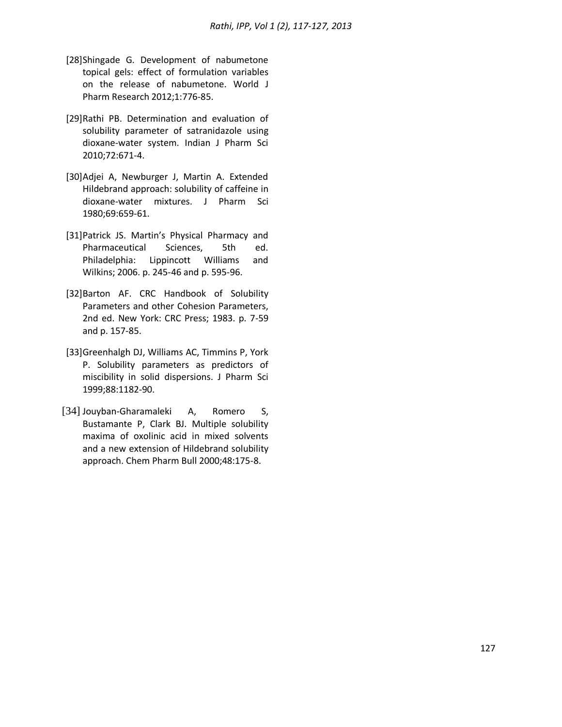[28] Shingade G. Development of nabumetone topical gels: effect of formulation variables on the release of nabumetone. World J Pharm Research 2012;1:776-85.

[29] Rathi PB. Determination and evaluation of solubility parameter of satranidazole using dioxane-water system. Indian J Pharm Sci 2010;72:671-4.

[30] Adjei A, Newburger J, Martin A. Extended Hildebrand approach: solubility of caffeine in dioxane-water mixtures. J Pharm Sci 1980;69:659-61.

[31] Patrick JS. Martin's Physical Pharmacy and Pharmaceutical Sciences, 5th ed. Philadelphia: Lippincott Williams and Wilkins; 2006. p. 245-46 and p. 595-96.

[32] Barton AF. CRC Handbook of Solubility Parameters and other Cohesion Parameters, 2nd ed. New York: CRC Press; 1983. p. 7-59 and p. 157-85.

[33] Greenhalgh DJ, Williams AC, Timmins P, York P. Solubility parameters as predictors of miscibility in solid dispersions. J Pharm Sci 1999;88:1182-90.

[34] Jouyban-Gharamaleki A, Romero S, Bustamante P, Clark BJ. Multiple solubility maxima of oxolinic acid in mixed solvents and a new extension of Hildebrand solubility approach. Chem Pharm Bull 2000;48:175-8.